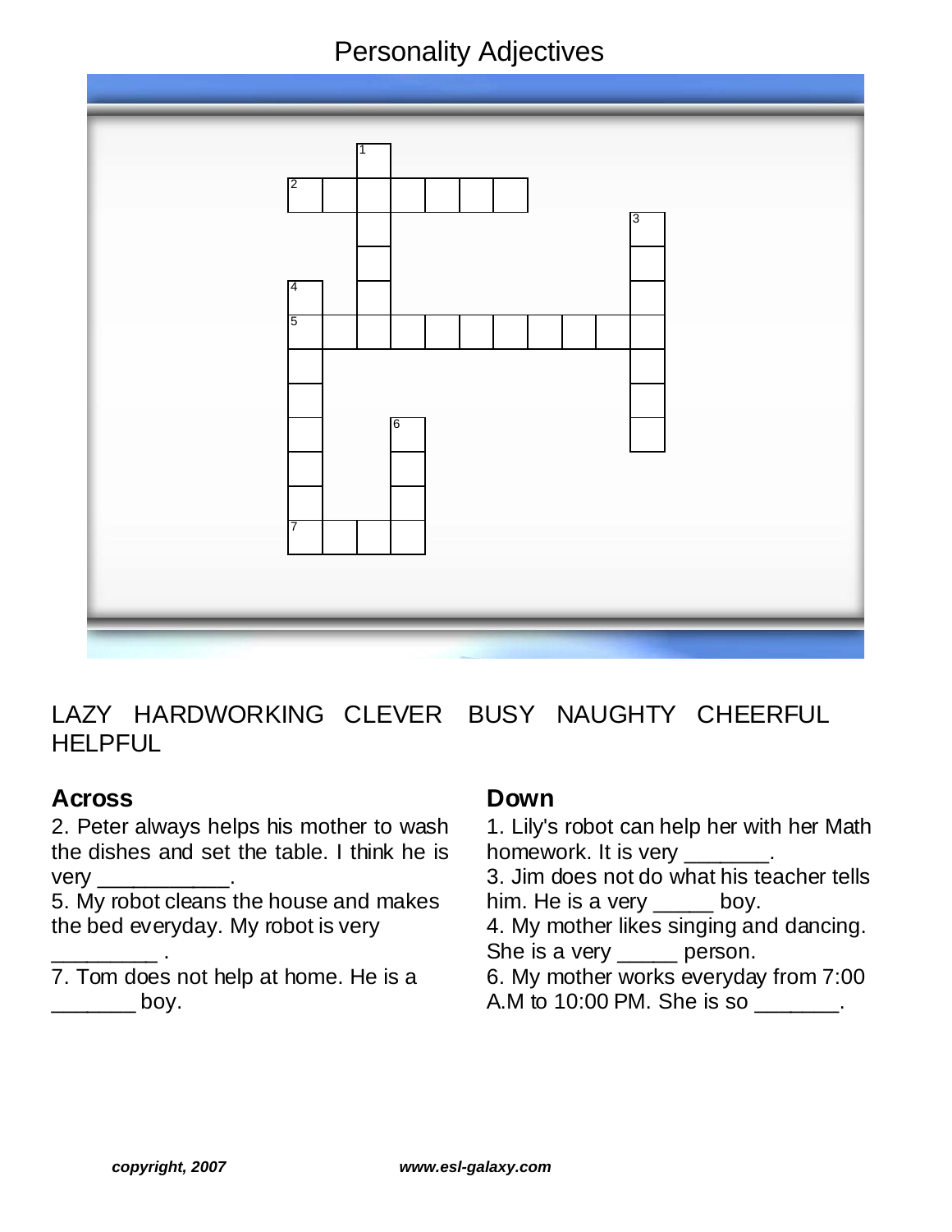# Personality Adjectives

LAZY   HARDWORKING   CLEVER   BUSY   NAUGHTY   CHEERFUL   HELPFUL

## Across

2. Peter always helps his mother to wash the dishes and set the table. I think he is very ___________.
5. My robot cleans the house and makes the bed everyday. My robot is very _________ .
7. Tom does not help at home. He is a _______ boy.

## Down

1. Lily's robot can help her with her Math homework. It is very _______.
3. Jim does not do what his teacher tells him. He is a very _____ boy.
4. My mother likes singing and dancing. She is a very _____ person.
6. My mother works everyday from 7:00 A.M to 10:00 PM. She is so _______.

***copyright, 2007*** ***www.esl-galaxy.com***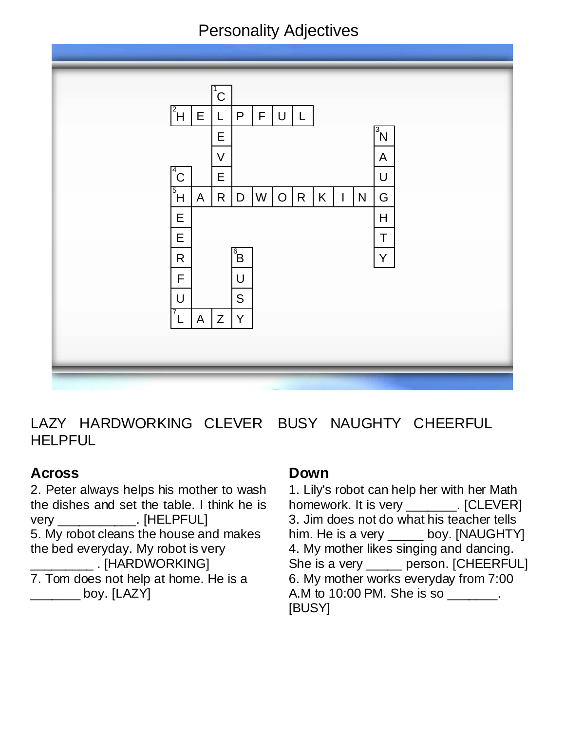# Personality Adjectives

LAZY HARDWORKING CLEVER BUSY NAUGHTY CHEERFUL HELPFUL

### Across

2. Peter always helps his mother to wash the dishes and set the table. I think he is very ___________. [HELPFUL]
5. My robot cleans the house and makes the bed everyday. My robot is very _________ . [HARDWORKING]
7. Tom does not help at home. He is a _______ boy. [LAZY]

### Down

1. Lily's robot can help her with her Math homework. It is very _______. [CLEVER]
3. Jim does not do what his teacher tells him. He is a very _____ boy. [NAUGHTY]
4. My mother likes singing and dancing. She is a very _____ person. [CHEERFUL]
6. My mother works everyday from 7:00 A.M to 10:00 PM. She is so _______. [BUSY]